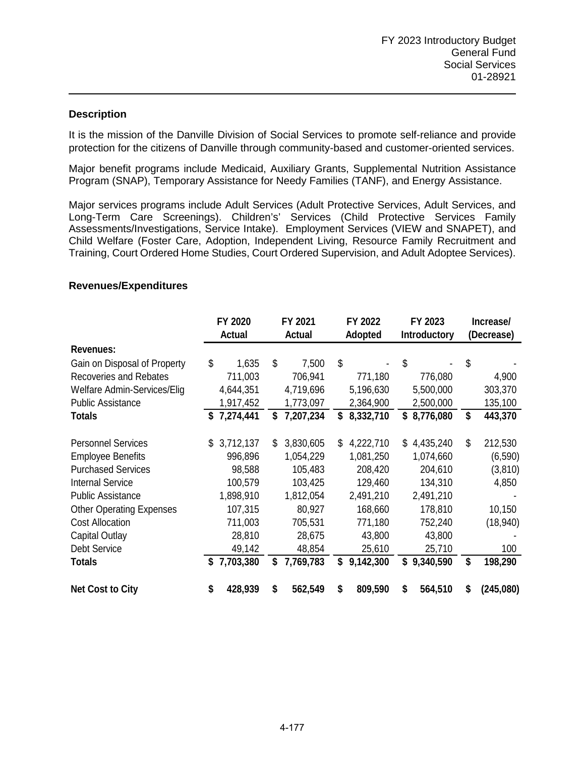FY 2023 Introductory Budget
General Fund
Social Services
01-28921

## Description

It is the mission of the Danville Division of Social Services to promote self-reliance and provide protection for the citizens of Danville through community-based and customer-oriented services.

Major benefit programs include Medicaid, Auxiliary Grants, Supplemental Nutrition Assistance Program (SNAP), Temporary Assistance for Needy Families (TANF), and Energy Assistance.

Major services programs include Adult Services (Adult Protective Services, Adult Services, and Long-Term Care Screenings). Childrens' Services (Child Protective Services Family Assessments/Investigations, Service Intake). Employment Services (VIEW and SNAPET), and Child Welfare (Foster Care, Adoption, Independent Living, Resource Family Recruitment and Training, Court Ordered Home Studies, Court Ordered Supervision, and Adult Adoptee Services).

## Revenues/Expenditures

| | FY 2020 Actual | FY 2021 Actual | FY 2022 Adopted | FY 2023 Introductory | Increase/ (Decrease) |
|---|---|---|---|---|---|
| **Revenues:** | | | | | |
| Gain on Disposal of Property | $ 1,635 | $ 7,500 | $ - | $ - | $ - |
| Recoveries and Rebates | 711,003 | 706,941 | 771,180 | 776,080 | 4,900 |
| Welfare Admin-Services/Elig | 4,644,351 | 4,719,696 | 5,196,630 | 5,500,000 | 303,370 |
| Public Assistance | 1,917,452 | 1,773,097 | 2,364,900 | 2,500,000 | 135,100 |
| **Totals** | **$ 7,274,441** | **$ 7,207,234** | **$ 8,332,710** | **$ 8,776,080** | **$ 443,370** |
| | | | | | |
| Personnel Services | $ 3,712,137 | $ 3,830,605 | $ 4,222,710 | $ 4,435,240 | $ 212,530 |
| Employee Benefits | 996,896 | 1,054,229 | 1,081,250 | 1,074,660 | (6,590) |
| Purchased Services | 98,588 | 105,483 | 208,420 | 204,610 | (3,810) |
| Internal Service | 100,579 | 103,425 | 129,460 | 134,310 | 4,850 |
| Public Assistance | 1,898,910 | 1,812,054 | 2,491,210 | 2,491,210 | - |
| Other Operating Expenses | 107,315 | 80,927 | 168,660 | 178,810 | 10,150 |
| Cost Allocation | 711,003 | 705,531 | 771,180 | 752,240 | (18,940) |
| Capital Outlay | 28,810 | 28,675 | 43,800 | 43,800 | - |
| Debt Service | 49,142 | 48,854 | 25,610 | 25,710 | 100 |
| **Totals** | **$ 7,703,380** | **$ 7,769,783** | **$ 9,142,300** | **$ 9,340,590** | **$ 198,290** |
| | | | | | |
| **Net Cost to City** | **$ 428,939** | **$ 562,549** | **$ 809,590** | **$ 564,510** | **$ (245,080)** |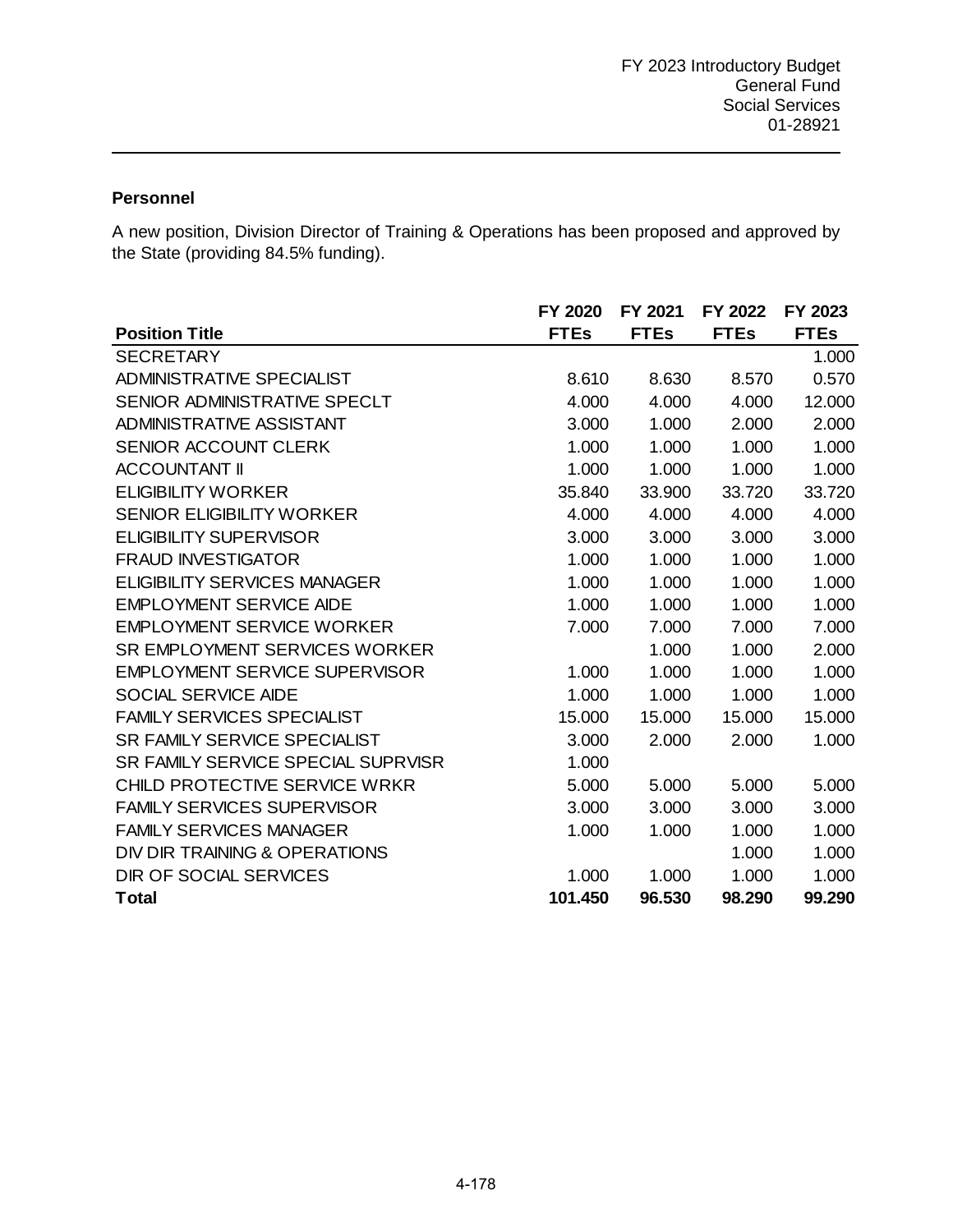FY 2023 Introductory Budget
General Fund
Social Services
01-28921

## Personnel

A new position, Division Director of Training & Operations has been proposed and approved by the State (providing 84.5% funding).

| Position Title | FY 2020 FTEs | FY 2021 FTEs | FY 2022 FTEs | FY 2023 FTEs |
|---|---|---|---|---|
| SECRETARY | | | | 1.000 |
| ADMINISTRATIVE SPECIALIST | 8.610 | 8.630 | 8.570 | 0.570 |
| SENIOR ADMINISTRATIVE SPECLT | 4.000 | 4.000 | 4.000 | 12.000 |
| ADMINISTRATIVE ASSISTANT | 3.000 | 1.000 | 2.000 | 2.000 |
| SENIOR ACCOUNT CLERK | 1.000 | 1.000 | 1.000 | 1.000 |
| ACCOUNTANT II | 1.000 | 1.000 | 1.000 | 1.000 |
| ELIGIBILITY WORKER | 35.840 | 33.900 | 33.720 | 33.720 |
| SENIOR ELIGIBILITY WORKER | 4.000 | 4.000 | 4.000 | 4.000 |
| ELIGIBILITY SUPERVISOR | 3.000 | 3.000 | 3.000 | 3.000 |
| FRAUD INVESTIGATOR | 1.000 | 1.000 | 1.000 | 1.000 |
| ELIGIBILITY SERVICES MANAGER | 1.000 | 1.000 | 1.000 | 1.000 |
| EMPLOYMENT SERVICE AIDE | 1.000 | 1.000 | 1.000 | 1.000 |
| EMPLOYMENT SERVICE WORKER | 7.000 | 7.000 | 7.000 | 7.000 |
| SR EMPLOYMENT SERVICES WORKER | | 1.000 | 1.000 | 2.000 |
| EMPLOYMENT SERVICE SUPERVISOR | 1.000 | 1.000 | 1.000 | 1.000 |
| SOCIAL SERVICE AIDE | 1.000 | 1.000 | 1.000 | 1.000 |
| FAMILY SERVICES SPECIALIST | 15.000 | 15.000 | 15.000 | 15.000 |
| SR FAMILY SERVICE SPECIALIST | 3.000 | 2.000 | 2.000 | 1.000 |
| SR FAMILY SERVICE SPECIAL SUPRVISR | 1.000 | | | |
| CHILD PROTECTIVE SERVICE WRKR | 5.000 | 5.000 | 5.000 | 5.000 |
| FAMILY SERVICES SUPERVISOR | 3.000 | 3.000 | 3.000 | 3.000 |
| FAMILY SERVICES MANAGER | 1.000 | 1.000 | 1.000 | 1.000 |
| DIV DIR TRAINING & OPERATIONS | | | 1.000 | 1.000 |
| DIR OF SOCIAL SERVICES | 1.000 | 1.000 | 1.000 | 1.000 |
| **Total** | **101.450** | **96.530** | **98.290** | **99.290** |